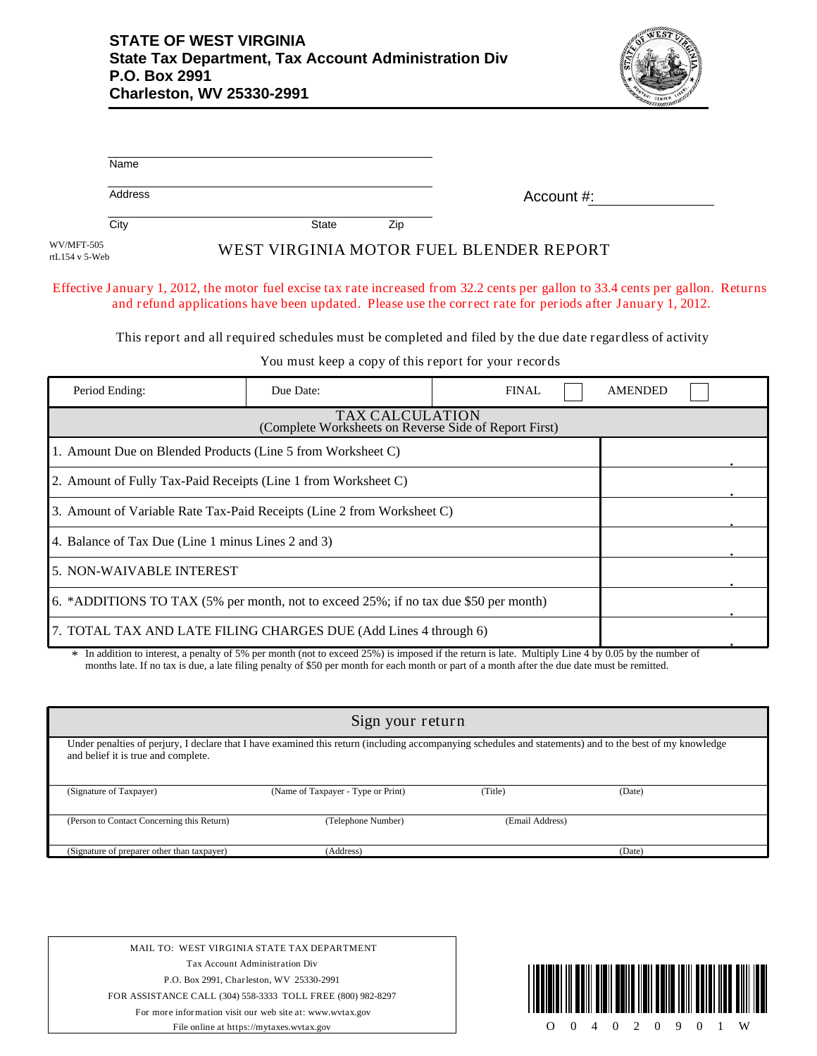**STATE OF WEST VIRGINIA**
**State Tax Department, Tax Account Administration Div**
**P.O. Box 2991**
**Charleston, WV 25330-2991**

Name

Address

City State Zip

Account #:

WV/MFT-505
rtL154 v 5-Web

# WEST VIRGINIA MOTOR FUEL BLENDER REPORT

Effective January 1, 2012, the motor fuel excise tax rate increased from 32.2 cents per gallon to 33.4 cents per gallon. Returns and refund applications have been updated. Please use the correct rate for periods after January 1, 2012.

This report and all required schedules must be completed and filed by the due date regardless of activity

You must keep a copy of this report for your records

| Period Ending: | Due Date: | FINAL ☐ | AMENDED ☐ |
|---|---|---|---|

| TAX CALCULATION (Complete Worksheets on Reverse Side of Report First) | |
|---|---|
| 1. Amount Due on Blended Products (Line 5 from Worksheet C) | . |
| 2. Amount of Fully Tax-Paid Receipts (Line 1 from Worksheet C) | . |
| 3. Amount of Variable Rate Tax-Paid Receipts (Line 2 from Worksheet C) | . |
| 4. Balance of Tax Due (Line 1 minus Lines 2 and 3) | . |
| 5. NON-WAIVABLE INTEREST | . |
| 6. *ADDITIONS TO TAX (5% per month, not to exceed 25%; if no tax due $50 per month) | . |
| 7. TOTAL TAX AND LATE FILING CHARGES DUE (Add Lines 4 through 6) | . |

\* In addition to interest, a penalty of 5% per month (not to exceed 25%) is imposed if the return is late. Multiply Line 4 by 0.05 by the number of months late. If no tax is due, a late filing penalty of $50 per month for each month or part of a month after the due date must be remitted.

## Sign your return

Under penalties of perjury, I declare that I have examined this return (including accompanying schedules and statements) and to the best of my knowledge and belief it is true and complete.

| (Signature of Taxpayer) | (Name of Taxpayer - Type or Print) | (Title) | (Date) |
|---|---|---|---|
| (Person to Contact Concerning this Return) | (Telephone Number) | (Email Address) | |
| (Signature of preparer other than taxpayer) | (Address) | | (Date) |

MAIL TO: WEST VIRGINIA STATE TAX DEPARTMENT
Tax Account Administration Div
P.O. Box 2991, Charleston, WV 25330-2991
FOR ASSISTANCE CALL (304) 558-3333 TOLL FREE (800) 982-8297
For more information visit our web site at: www.wvtax.gov
File online at https://mytaxes.wvtax.gov

O 0 4 0 2 0 9 0 1 W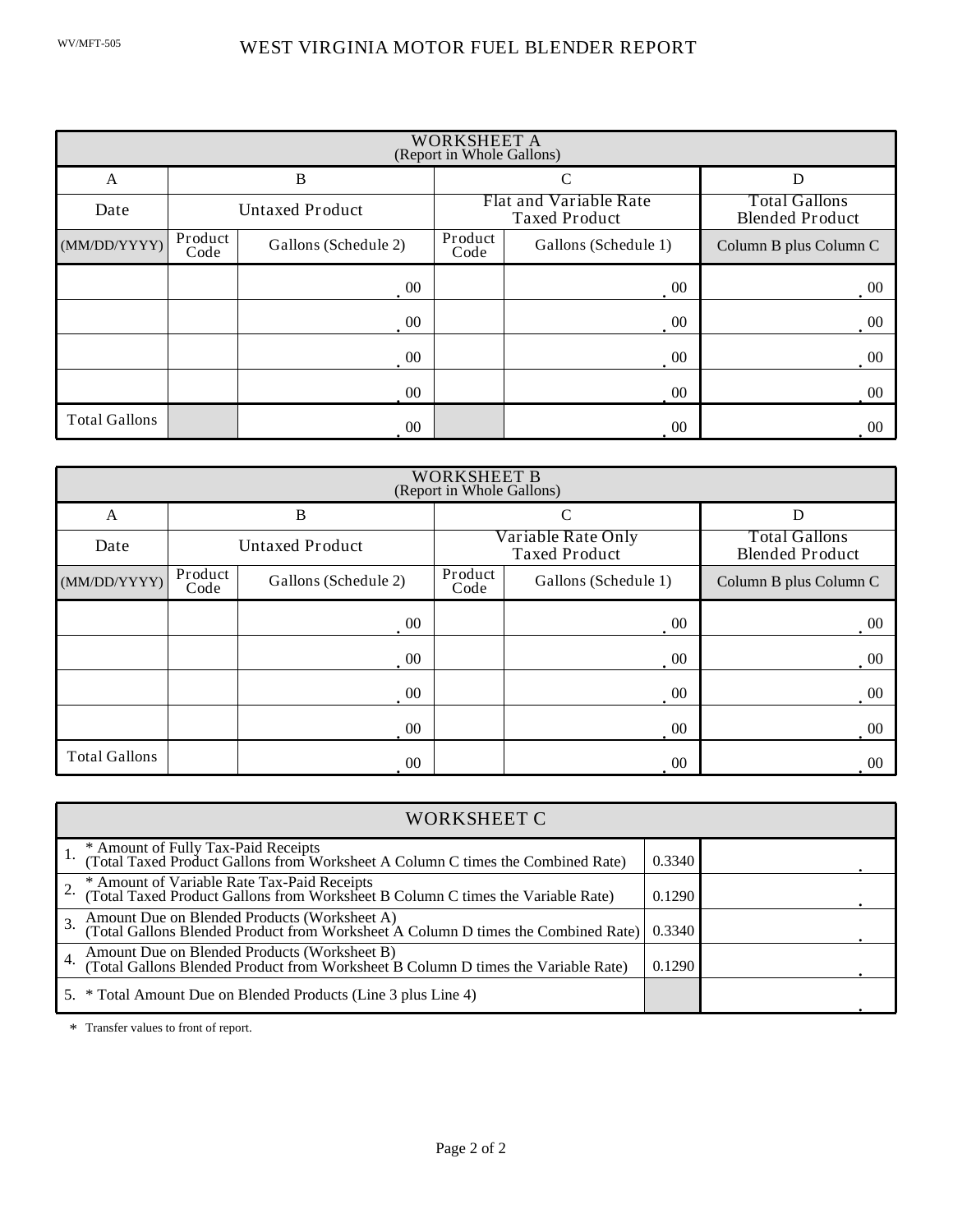WV/MFT-505

# WEST VIRGINIA MOTOR FUEL BLENDER REPORT

## WORKSHEET A
(Report in Whole Gallons)

| A | B | | C | | D |
|---|---|---|---|---|---|
| Date | Untaxed Product | | Flat and Variable Rate Taxed Product | | Total Gallons Blended Product |
| (MM/DD/YYYY) | Product Code | Gallons (Schedule 2) | Product Code | Gallons (Schedule 1) | Column B plus Column C |
| | | . 00 | | . 00 | . 00 |
| | | . 00 | | . 00 | . 00 |
| | | . 00 | | . 00 | . 00 |
| | | . 00 | | . 00 | . 00 |
| Total Gallons | | . 00 | | . 00 | . 00 |

## WORKSHEET B
(Report in Whole Gallons)

| A | B | | C | | D |
|---|---|---|---|---|---|
| Date | Untaxed Product | | Variable Rate Only Taxed Product | | Total Gallons Blended Product |
| (MM/DD/YYYY) | Product Code | Gallons (Schedule 2) | Product Code | Gallons (Schedule 1) | Column B plus Column C |
| | | . 00 | | . 00 | . 00 |
| | | . 00 | | . 00 | . 00 |
| | | . 00 | | . 00 | . 00 |
| | | . 00 | | . 00 | . 00 |
| Total Gallons | | . 00 | | . 00 | . 00 |

## WORKSHEET C

| | | |
|---|---|---|
| 1. * Amount of Fully Tax-Paid Receipts (Total Taxed Product Gallons from Worksheet A Column C times the Combined Rate) | 0.3340 | . |
| 2. * Amount of Variable Rate Tax-Paid Receipts (Total Taxed Product Gallons from Worksheet B Column C times the Variable Rate) | 0.1290 | . |
| 3. Amount Due on Blended Products (Worksheet A) (Total Gallons Blended Product from Worksheet A Column D times the Combined Rate) | 0.3340 | . |
| 4. Amount Due on Blended Products (Worksheet B) (Total Gallons Blended Product from Worksheet B Column D times the Variable Rate) | 0.1290 | . |
| 5. * Total Amount Due on Blended Products (Line 3 plus Line 4) | | . |

* Transfer values to front of report.